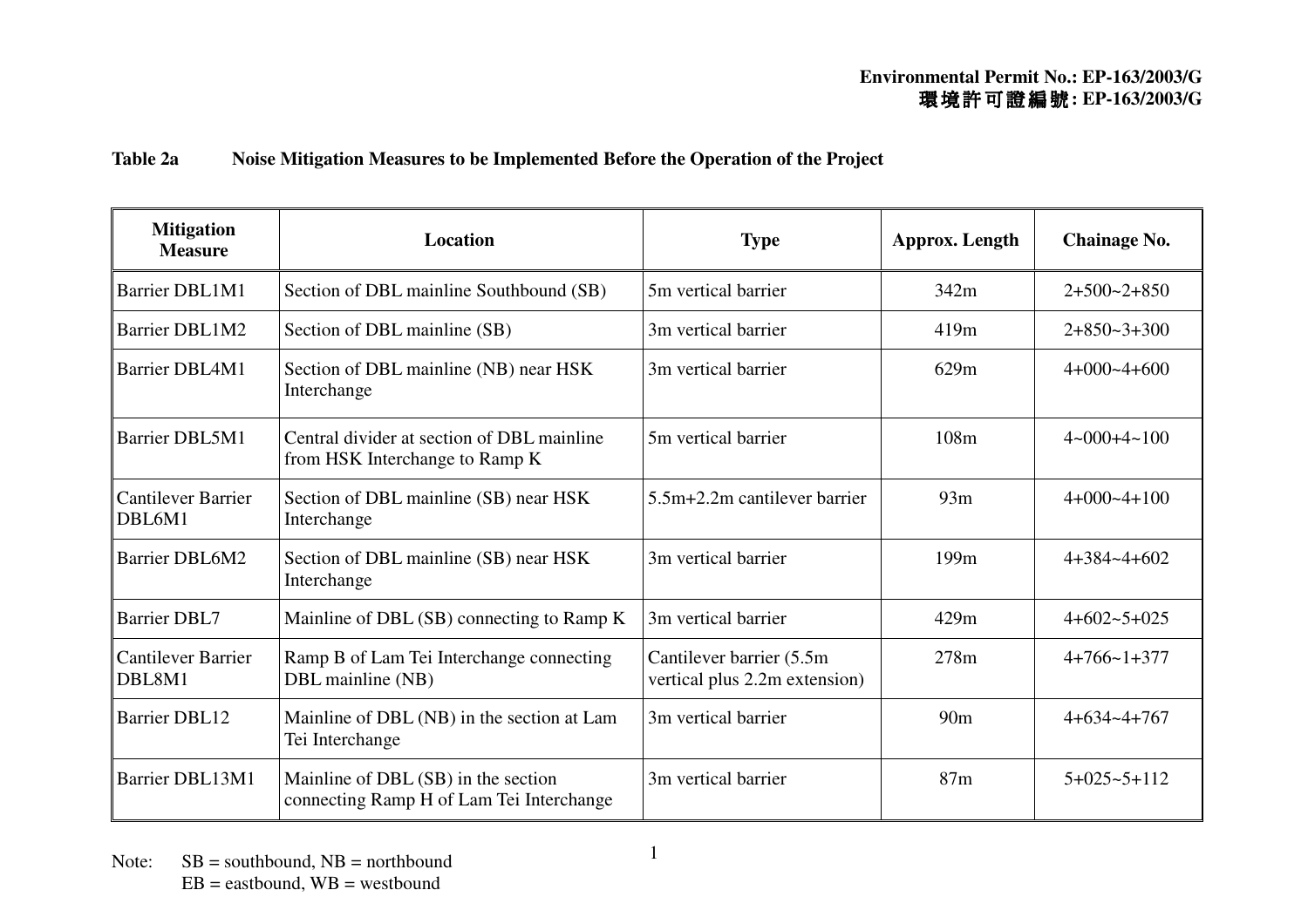Environmental Permit No.: EP-163/2003/G
環境許可證編號: EP-163/2003/G

**Table 2a Noise Mitigation Measures to be Implemented Before the Operation of the Project**

| Mitigation Measure | Location | Type | Approx. Length | Chainage No. |
|---|---|---|---|---|
| Barrier DBL1M1 | Section of DBL mainline Southbound (SB) | 5m vertical barrier | 342m | 2+500~2+850 |
| Barrier DBL1M2 | Section of DBL mainline (SB) | 3m vertical barrier | 419m | 2+850~3+300 |
| Barrier DBL4M1 | Section of DBL mainline (NB) near HSK Interchange | 3m vertical barrier | 629m | 4+000~4+600 |
| Barrier DBL5M1 | Central divider at section of DBL mainline from HSK Interchange to Ramp K | 5m vertical barrier | 108m | 4~000+4~100 |
| Cantilever Barrier DBL6M1 | Section of DBL mainline (SB) near HSK Interchange | 5.5m+2.2m cantilever barrier | 93m | 4+000~4+100 |
| Barrier DBL6M2 | Section of DBL mainline (SB) near HSK Interchange | 3m vertical barrier | 199m | 4+384~4+602 |
| Barrier DBL7 | Mainline of DBL (SB) connecting to Ramp K | 3m vertical barrier | 429m | 4+602~5+025 |
| Cantilever Barrier DBL8M1 | Ramp B of Lam Tei Interchange connecting DBL mainline (NB) | Cantilever barrier (5.5m vertical plus 2.2m extension) | 278m | 4+766~1+377 |
| Barrier DBL12 | Mainline of DBL (NB) in the section at Lam Tei Interchange | 3m vertical barrier | 90m | 4+634~4+767 |
| Barrier DBL13M1 | Mainline of DBL (SB) in the section connecting Ramp H of Lam Tei Interchange | 3m vertical barrier | 87m | 5+025~5+112 |

Note: SB = southbound, NB = northbound
EB = eastbound, WB = westbound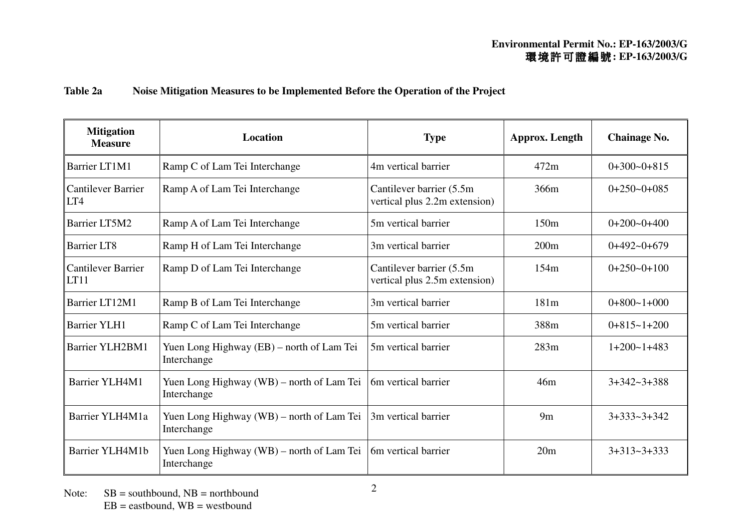**Table 2a Noise Mitigation Measures to be Implemented Before the Operation of the Project**

| Mitigation Measure | Location | Type | Approx. Length | Chainage No. |
|---|---|---|---|---|
| Barrier LT1M1 | Ramp C of Lam Tei Interchange | 4m vertical barrier | 472m | 0+300~0+815 |
| Cantilever Barrier LT4 | Ramp A of Lam Tei Interchange | Cantilever barrier (5.5m vertical plus 2.2m extension) | 366m | 0+250~0+085 |
| Barrier LT5M2 | Ramp A of Lam Tei Interchange | 5m vertical barrier | 150m | 0+200~0+400 |
| Barrier LT8 | Ramp H of Lam Tei Interchange | 3m vertical barrier | 200m | 0+492~0+679 |
| Cantilever Barrier LT11 | Ramp D of Lam Tei Interchange | Cantilever barrier (5.5m vertical plus 2.5m extension) | 154m | 0+250~0+100 |
| Barrier LT12M1 | Ramp B of Lam Tei Interchange | 3m vertical barrier | 181m | 0+800~1+000 |
| Barrier YLH1 | Ramp C of Lam Tei Interchange | 5m vertical barrier | 388m | 0+815~1+200 |
| Barrier YLH2BM1 | Yuen Long Highway (EB) – north of Lam Tei Interchange | 5m vertical barrier | 283m | 1+200~1+483 |
| Barrier YLH4M1 | Yuen Long Highway (WB) – north of Lam Tei Interchange | 6m vertical barrier | 46m | 3+342~3+388 |
| Barrier YLH4M1a | Yuen Long Highway (WB) – north of Lam Tei Interchange | 3m vertical barrier | 9m | 3+333~3+342 |
| Barrier YLH4M1b | Yuen Long Highway (WB) – north of Lam Tei Interchange | 6m vertical barrier | 20m | 3+313~3+333 |

Note: SB = southbound, NB = northbound
EB = eastbound, WB = westbound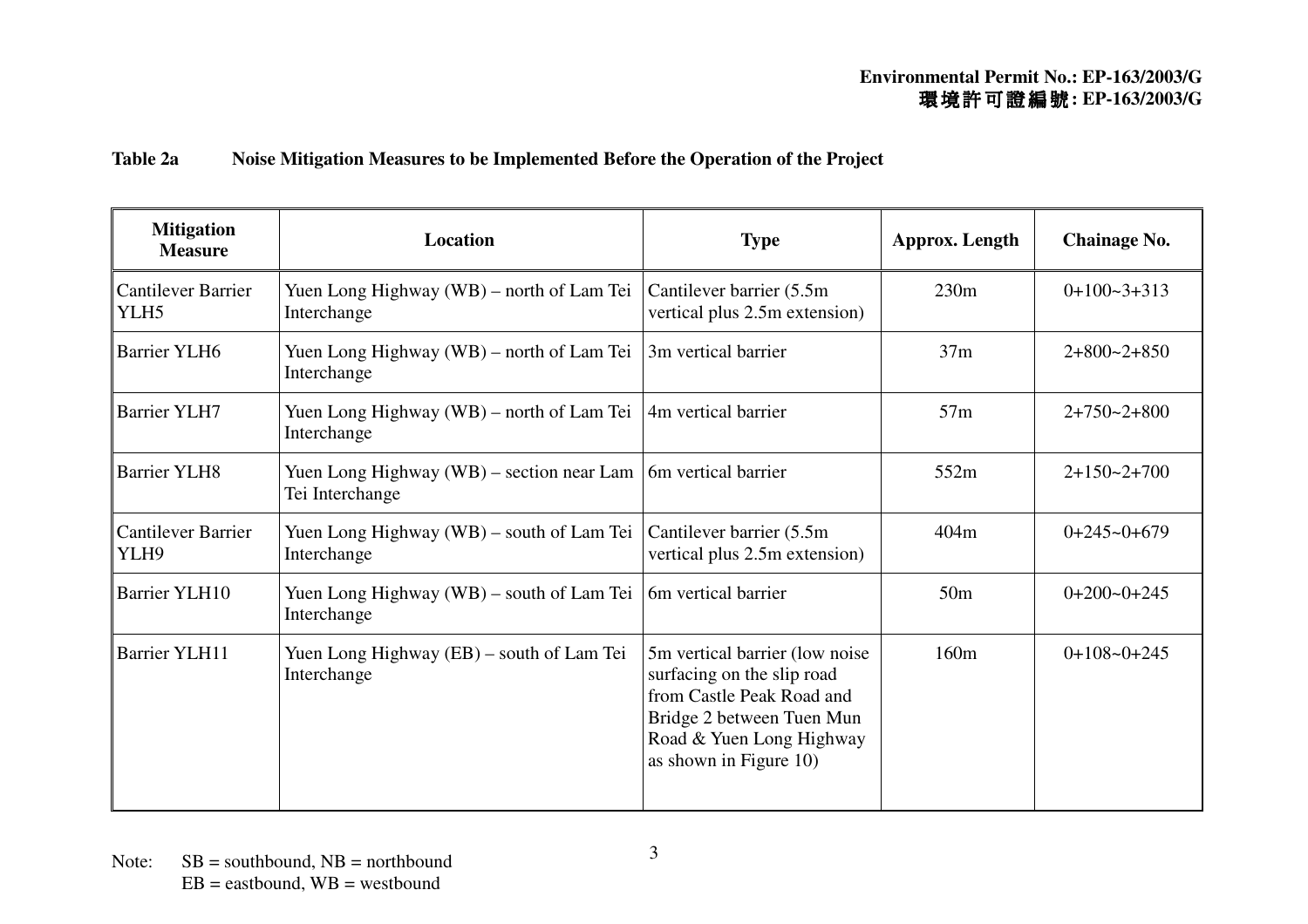**Table 2a Noise Mitigation Measures to be Implemented Before the Operation of the Project**

| Mitigation Measure | Location | Type | Approx. Length | Chainage No. |
|---|---|---|---|---|
| Cantilever Barrier YLH5 | Yuen Long Highway (WB) – north of Lam Tei Interchange | Cantilever barrier (5.5m vertical plus 2.5m extension) | 230m | 0+100~3+313 |
| Barrier YLH6 | Yuen Long Highway (WB) – north of Lam Tei Interchange | 3m vertical barrier | 37m | 2+800~2+850 |
| Barrier YLH7 | Yuen Long Highway (WB) – north of Lam Tei Interchange | 4m vertical barrier | 57m | 2+750~2+800 |
| Barrier YLH8 | Yuen Long Highway (WB) – section near Lam Tei Interchange | 6m vertical barrier | 552m | 2+150~2+700 |
| Cantilever Barrier YLH9 | Yuen Long Highway (WB) – south of Lam Tei Interchange | Cantilever barrier (5.5m vertical plus 2.5m extension) | 404m | 0+245~0+679 |
| Barrier YLH10 | Yuen Long Highway (WB) – south of Lam Tei Interchange | 6m vertical barrier | 50m | 0+200~0+245 |
| Barrier YLH11 | Yuen Long Highway (EB) – south of Lam Tei Interchange | 5m vertical barrier (low noise surfacing on the slip road from Castle Peak Road and Bridge 2 between Tuen Mun Road & Yuen Long Highway as shown in Figure 10) | 160m | 0+108~0+245 |

Note: SB = southbound, NB = northbound
EB = eastbound, WB = westbound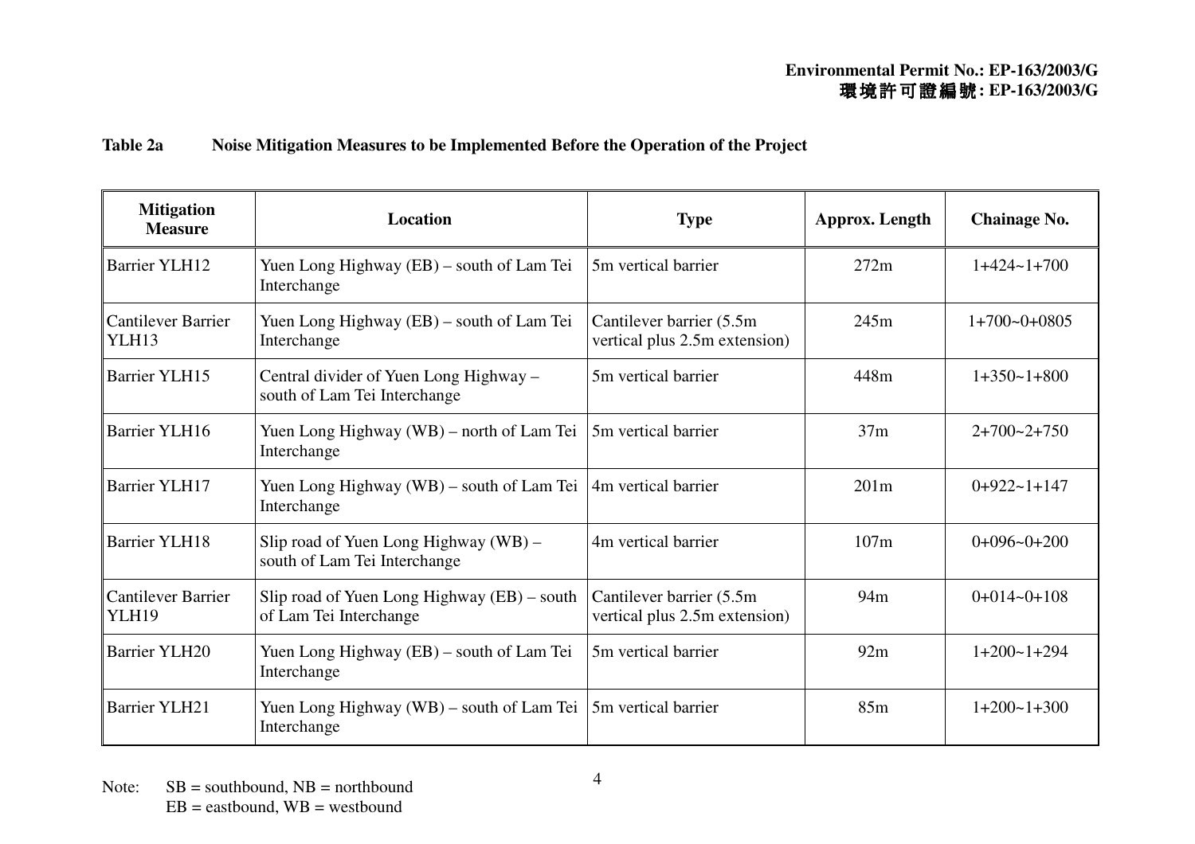**Table 2a Noise Mitigation Measures to be Implemented Before the Operation of the Project**

| Mitigation Measure | Location | Type | Approx. Length | Chainage No. |
|---|---|---|---|---|
| Barrier YLH12 | Yuen Long Highway (EB) – south of Lam Tei Interchange | 5m vertical barrier | 272m | 1+424~1+700 |
| Cantilever Barrier YLH13 | Yuen Long Highway (EB) – south of Lam Tei Interchange | Cantilever barrier (5.5m vertical plus 2.5m extension) | 245m | 1+700~0+0805 |
| Barrier YLH15 | Central divider of Yuen Long Highway – south of Lam Tei Interchange | 5m vertical barrier | 448m | 1+350~1+800 |
| Barrier YLH16 | Yuen Long Highway (WB) – north of Lam Tei Interchange | 5m vertical barrier | 37m | 2+700~2+750 |
| Barrier YLH17 | Yuen Long Highway (WB) – south of Lam Tei Interchange | 4m vertical barrier | 201m | 0+922~1+147 |
| Barrier YLH18 | Slip road of Yuen Long Highway (WB) – south of Lam Tei Interchange | 4m vertical barrier | 107m | 0+096~0+200 |
| Cantilever Barrier YLH19 | Slip road of Yuen Long Highway (EB) – south of Lam Tei Interchange | Cantilever barrier (5.5m vertical plus 2.5m extension) | 94m | 0+014~0+108 |
| Barrier YLH20 | Yuen Long Highway (EB) – south of Lam Tei Interchange | 5m vertical barrier | 92m | 1+200~1+294 |
| Barrier YLH21 | Yuen Long Highway (WB) – south of Lam Tei Interchange | 5m vertical barrier | 85m | 1+200~1+300 |

Note: SB = southbound, NB = northbound
EB = eastbound, WB = westbound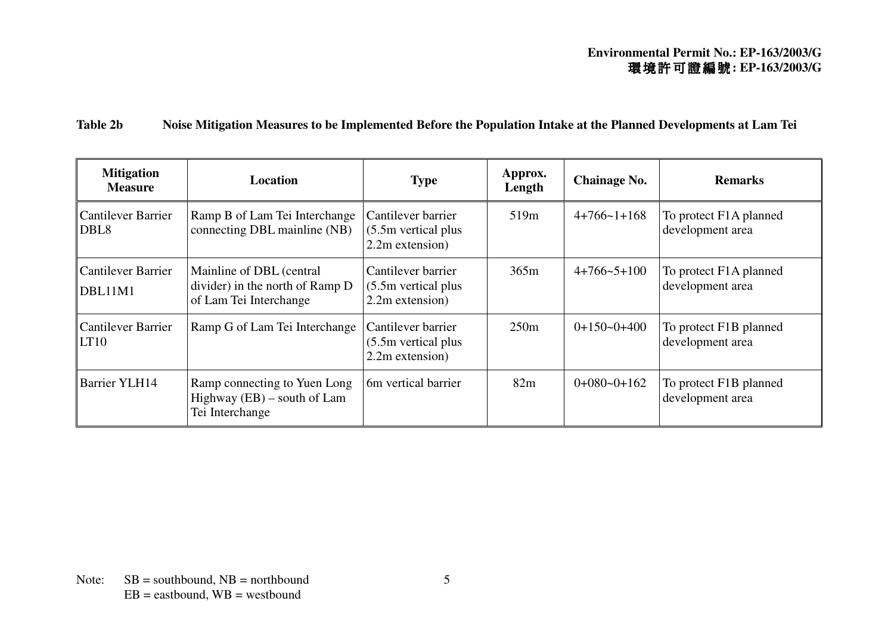**Table 2b Noise Mitigation Measures to be Implemented Before the Population Intake at the Planned Developments at Lam Tei**

| Mitigation Measure | Location | Type | Approx. Length | Chainage No. | Remarks |
|---|---|---|---|---|---|
| Cantilever Barrier DBL8 | Ramp B of Lam Tei Interchange connecting DBL mainline (NB) | Cantilever barrier (5.5m vertical plus 2.2m extension) | 519m | 4+766~1+168 | To protect F1A planned development area |
| Cantilever Barrier DBL11M1 | Mainline of DBL (central divider) in the north of Ramp D of Lam Tei Interchange | Cantilever barrier (5.5m vertical plus 2.2m extension) | 365m | 4+766~5+100 | To protect F1A planned development area |
| Cantilever Barrier LT10 | Ramp G of Lam Tei Interchange | Cantilever barrier (5.5m vertical plus 2.2m extension) | 250m | 0+150~0+400 | To protect F1B planned development area |
| Barrier YLH14 | Ramp connecting to Yuen Long Highway (EB) – south of Lam Tei Interchange | 6m vertical barrier | 82m | 0+080~0+162 | To protect F1B planned development area |

Note: SB = southbound, NB = northbound
EB = eastbound, WB = westbound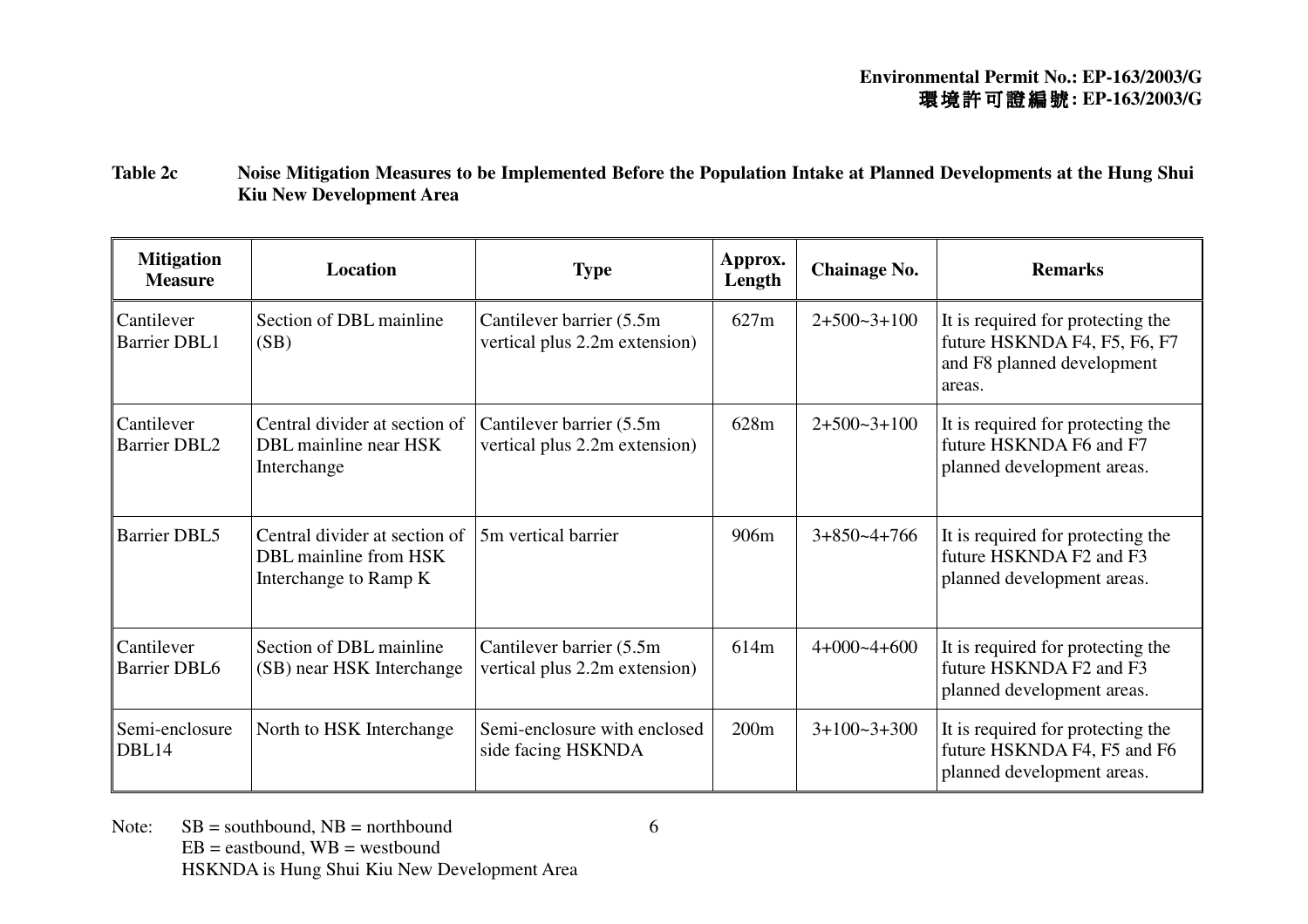**Table 2c Noise Mitigation Measures to be Implemented Before the Population Intake at Planned Developments at the Hung Shui Kiu New Development Area**

| Mitigation Measure | Location | Type | Approx. Length | Chainage No. | Remarks |
|---|---|---|---|---|---|
| Cantilever Barrier DBL1 | Section of DBL mainline (SB) | Cantilever barrier (5.5m vertical plus 2.2m extension) | 627m | 2+500~3+100 | It is required for protecting the future HSKNDA F4, F5, F6, F7 and F8 planned development areas. |
| Cantilever Barrier DBL2 | Central divider at section of DBL mainline near HSK Interchange | Cantilever barrier (5.5m vertical plus 2.2m extension) | 628m | 2+500~3+100 | It is required for protecting the future HSKNDA F6 and F7 planned development areas. |
| Barrier DBL5 | Central divider at section of DBL mainline from HSK Interchange to Ramp K | 5m vertical barrier | 906m | 3+850~4+766 | It is required for protecting the future HSKNDA F2 and F3 planned development areas. |
| Cantilever Barrier DBL6 | Section of DBL mainline (SB) near HSK Interchange | Cantilever barrier (5.5m vertical plus 2.2m extension) | 614m | 4+000~4+600 | It is required for protecting the future HSKNDA F2 and F3 planned development areas. |
| Semi-enclosure DBL14 | North to HSK Interchange | Semi-enclosure with enclosed side facing HSKNDA | 200m | 3+100~3+300 | It is required for protecting the future HSKNDA F4, F5 and F6 planned development areas. |

Note: SB = southbound, NB = northbound
EB = eastbound, WB = westbound
HSKNDA is Hung Shui Kiu New Development Area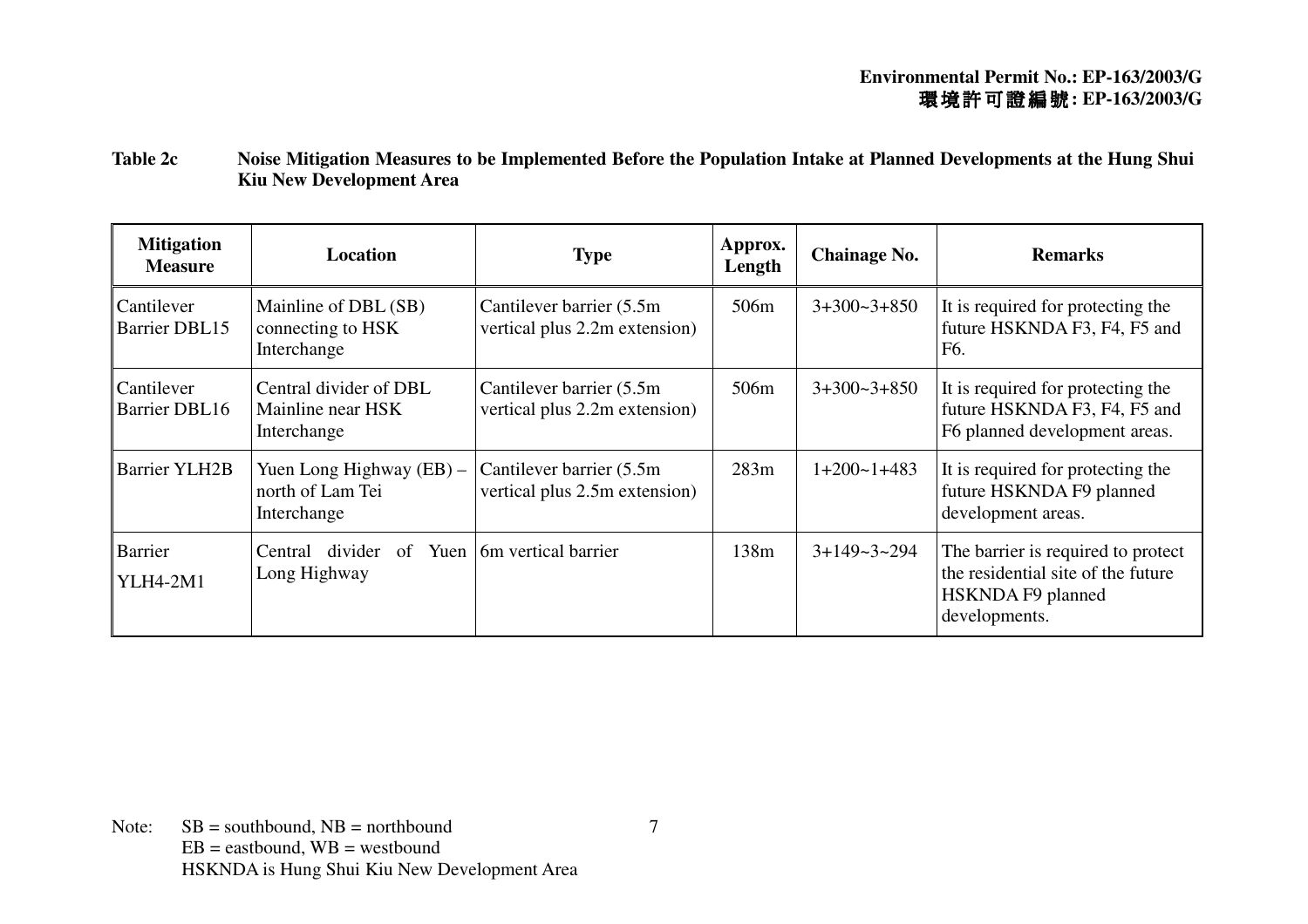**Table 2c Noise Mitigation Measures to be Implemented Before the Population Intake at Planned Developments at the Hung Shui Kiu New Development Area**

| Mitigation Measure | Location | Type | Approx. Length | Chainage No. | Remarks |
|---|---|---|---|---|---|
| Cantilever Barrier DBL15 | Mainline of DBL (SB) connecting to HSK Interchange | Cantilever barrier (5.5m vertical plus 2.2m extension) | 506m | 3+300~3+850 | It is required for protecting the future HSKNDA F3, F4, F5 and F6. |
| Cantilever Barrier DBL16 | Central divider of DBL Mainline near HSK Interchange | Cantilever barrier (5.5m vertical plus 2.2m extension) | 506m | 3+300~3+850 | It is required for protecting the future HSKNDA F3, F4, F5 and F6 planned development areas. |
| Barrier YLH2B | Yuen Long Highway (EB) – north of Lam Tei Interchange | Cantilever barrier (5.5m vertical plus 2.5m extension) | 283m | 1+200~1+483 | It is required for protecting the future HSKNDA F9 planned development areas. |
| Barrier YLH4-2M1 | Central divider of Yuen Long Highway | 6m vertical barrier | 138m | 3+149~3~294 | The barrier is required to protect the residential site of the future HSKNDA F9 planned developments. |

Note: SB = southbound, NB = northbound
EB = eastbound, WB = westbound
HSKNDA is Hung Shui Kiu New Development Area